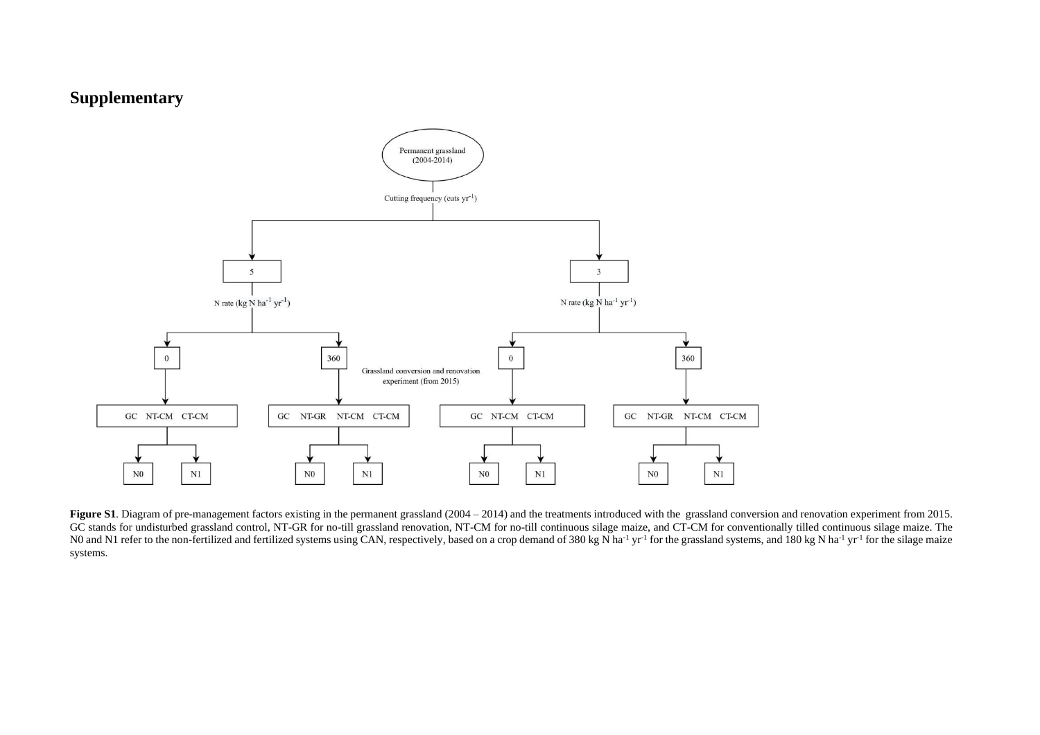# Supplementary

**Figure S1**. Diagram of pre-management factors existing in the permanent grassland (2004 – 2014) and the treatments introduced with the grassland conversion and renovation experiment from 2015. GC stands for undisturbed grassland control, NT-GR for no-till grassland renovation, NT-CM for no-till continuous silage maize, and CT-CM for conventionally tilled continuous silage maize. The N0 and N1 refer to the non-fertilized and fertilized systems using CAN, respectively, based on a crop demand of 380 kg N $ha^{-1}$ $yr^{-1}$ for the grassland systems, and 180 kg N $ha^{-1}$ $yr^{-1}$ for the silage maize systems.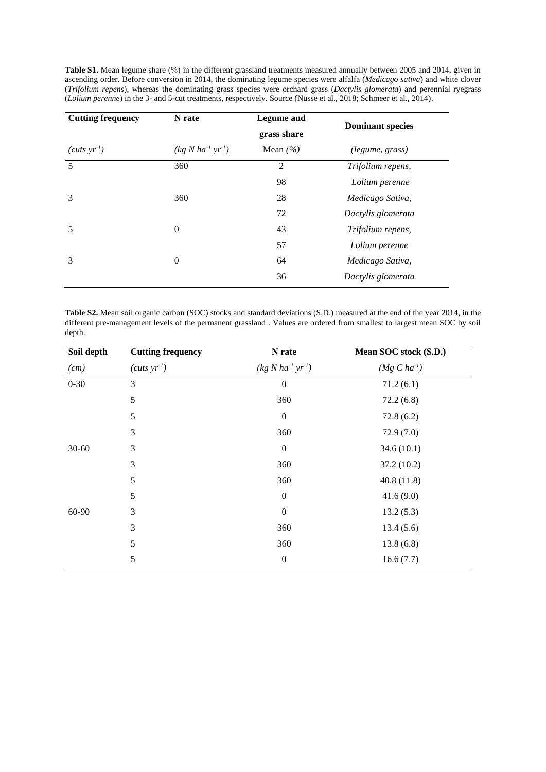**Table S1.** Mean legume share (%) in the different grassland treatments measured annually between 2005 and 2014, given in ascending order. Before conversion in 2014, the dominating legume species were alfalfa (*Medicago sativa*) and white clover (*Trifolium repens*), whereas the dominating grass species were orchard grass (*Dactylis glomerata*) and perennial ryegrass (*Lolium perenne*) in the 3- and 5-cut treatments, respectively. Source (Nüsse et al., 2018; Schmeer et al., 2014).

| Cutting frequency | N rate | Legume and grass share | Dominant species |
|---|---|---|---|
| *(cuts $yr^{-1}$)* | *(kg N $ha^{-1}$ $yr^{-1}$)* | Mean *(%)* | *(legume, grass)* |
| 5 | 360 | 2 | *Trifolium repens*, |
| | | 98 | *Lolium perenne* |
| 3 | 360 | 28 | *Medicago Sativa*, |
| | | 72 | *Dactylis glomerata* |
| 5 | 0 | 43 | *Trifolium repens*, |
| | | 57 | *Lolium perenne* |
| 3 | 0 | 64 | *Medicago Sativa*, |
| | | 36 | *Dactylis glomerata* |

**Table S2.** Mean soil organic carbon (SOC) stocks and standard deviations (S.D.) measured at the end of the year 2014, in the different pre-management levels of the permanent grassland . Values are ordered from smallest to largest mean SOC by soil depth.

| Soil depth | Cutting frequency | N rate | Mean SOC stock (S.D.) |
|---|---|---|---|
| *(cm)* | *(cuts $yr^{-1}$)* | *(kg N $ha^{-1}$ $yr^{-1}$)* | *(Mg C $ha^{-1}$)* |
| 0-30 | 3 | 0 | 71.2 (6.1) |
| | 5 | 360 | 72.2 (6.8) |
| | 5 | 0 | 72.8 (6.2) |
| | 3 | 360 | 72.9 (7.0) |
| 30-60 | 3 | 0 | 34.6 (10.1) |
| | 3 | 360 | 37.2 (10.2) |
| | 5 | 360 | 40.8 (11.8) |
| | 5 | 0 | 41.6 (9.0) |
| 60-90 | 3 | 0 | 13.2 (5.3) |
| | 3 | 360 | 13.4 (5.6) |
| | 5 | 360 | 13.8 (6.8) |
| | 5 | 0 | 16.6 (7.7) |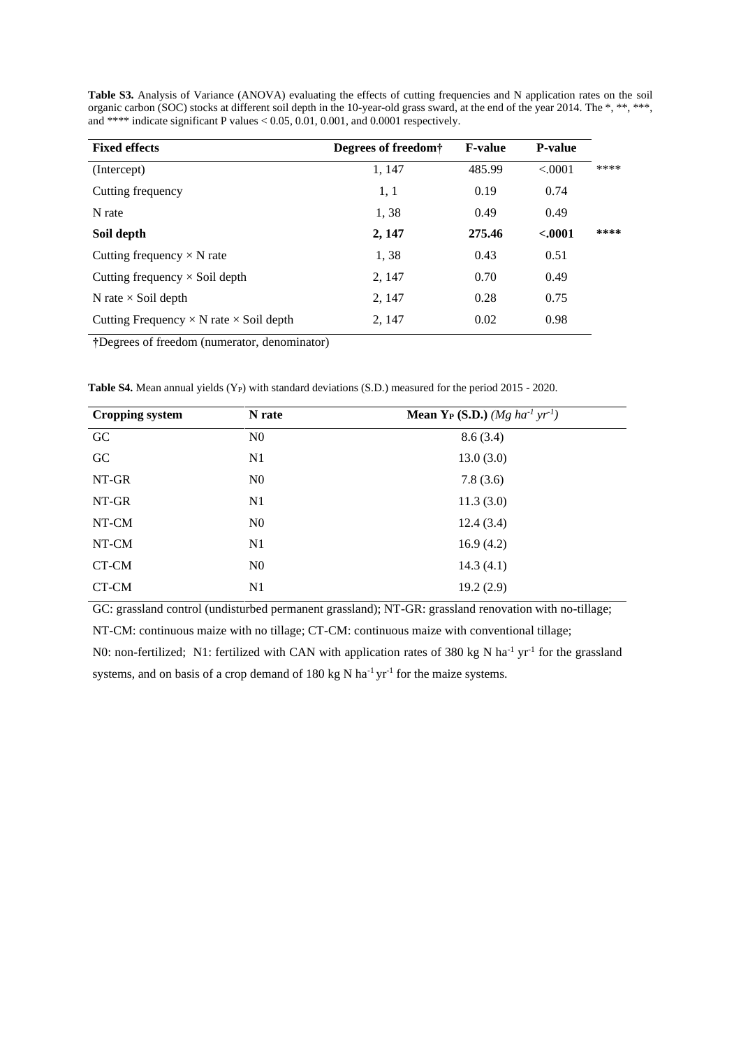**Table S3.** Analysis of Variance (ANOVA) evaluating the effects of cutting frequencies and N application rates on the soil organic carbon (SOC) stocks at different soil depth in the 10-year-old grass sward, at the end of the year 2014. The *, **, ***, and **** indicate significant P values < 0.05, 0.01, 0.001, and 0.0001 respectively.

| Fixed effects | Degrees of freedom† | F-value | P-value | |
|---|---|---|---|---|
| (Intercept) | 1, 147 | 485.99 | <.0001 | **** |
| Cutting frequency | 1, 1 | 0.19 | 0.74 | |
| N rate | 1, 38 | 0.49 | 0.49 | |
| **Soil depth** | **2, 147** | **275.46** | **<.0001** | **** |
| Cutting frequency × N rate | 1, 38 | 0.43 | 0.51 | |
| Cutting frequency × Soil depth | 2, 147 | 0.70 | 0.49 | |
| N rate × Soil depth | 2, 147 | 0.28 | 0.75 | |
| Cutting Frequency × N rate × Soil depth | 2, 147 | 0.02 | 0.98 | |

†Degrees of freedom (numerator, denominator)

**Table S4.** Mean annual yields ($Y_P$) with standard deviations (S.D.) measured for the period 2015 - 2020.

| Cropping system | N rate | Mean $Y_P$ (S.D.) *(Mg ha$^{-1}$ yr$^{-1}$)* |
|---|---|---|
| GC | N0 | 8.6 (3.4) |
| GC | N1 | 13.0 (3.0) |
| NT-GR | N0 | 7.8 (3.6) |
| NT-GR | N1 | 11.3 (3.0) |
| NT-CM | N0 | 12.4 (3.4) |
| NT-CM | N1 | 16.9 (4.2) |
| CT-CM | N0 | 14.3 (4.1) |
| CT-CM | N1 | 19.2 (2.9) |

GC: grassland control (undisturbed permanent grassland); NT-GR: grassland renovation with no-tillage;

NT-CM: continuous maize with no tillage; CT-CM: continuous maize with conventional tillage;

N0: non-fertilized; N1: fertilized with CAN with application rates of 380 kg N ha$^{-1}$ yr$^{-1}$ for the grassland systems, and on basis of a crop demand of 180 kg N ha$^{-1}$ yr$^{-1}$ for the maize systems.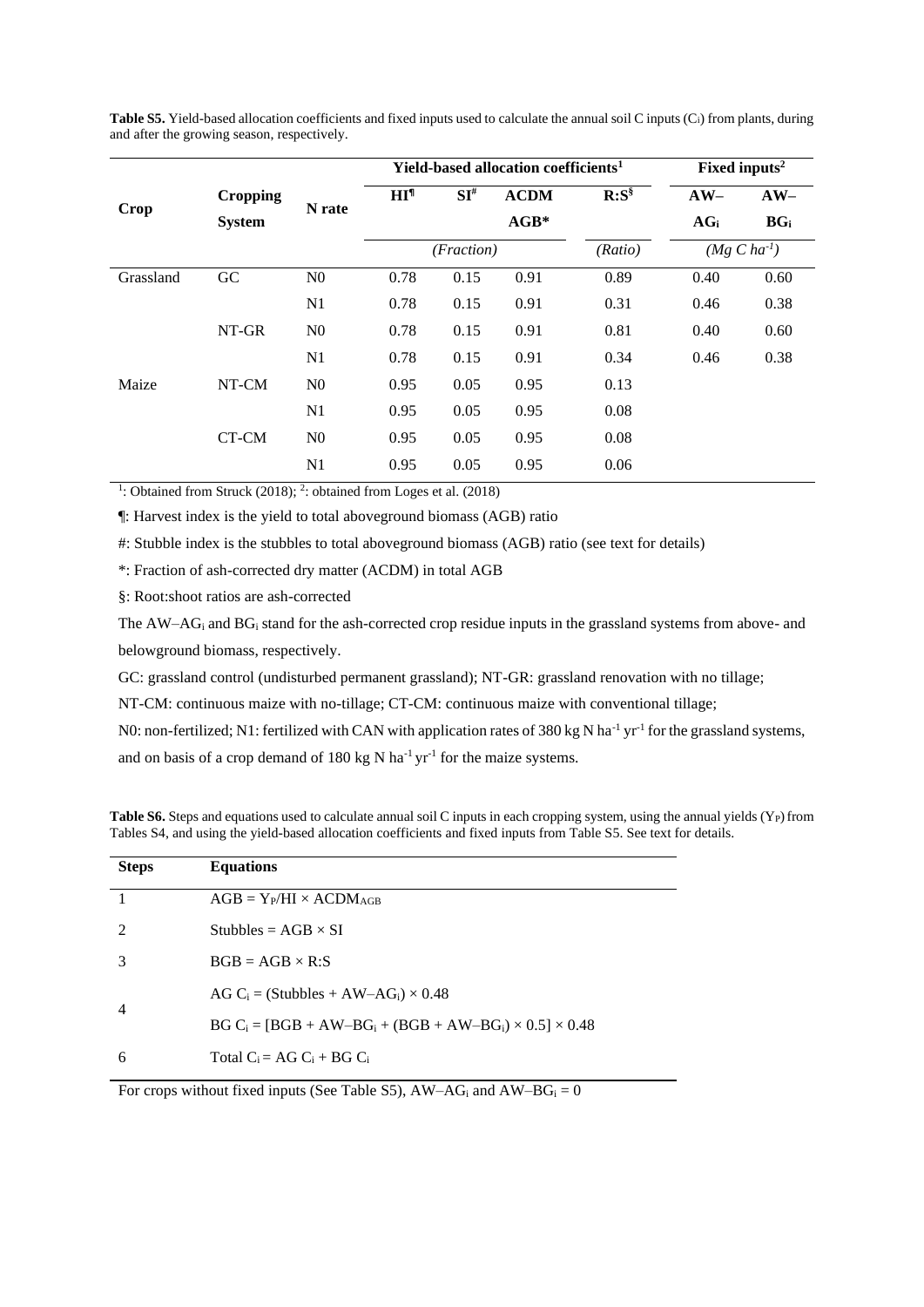**Table S5.** Yield-based allocation coefficients and fixed inputs used to calculate the annual soil C inputs ($C_i$) from plants, during and after the growing season, respectively.

| Crop | Cropping System | N rate | Yield-based allocation coefficients[1] | | | | Fixed inputs[2] | |
|---|---|---|---|---|---|---|---|---|
| | | | HI[¶] | SI[#] | ACDM AGB* | R:S[§] | AW–AG$_i$ | AW–BG$_i$ |
| | | | *(Fraction)* | | | *(Ratio)* | *(Mg C ha$^{-1}$)* | |
| Grassland | GC | N0 | 0.78 | 0.15 | 0.91 | 0.89 | 0.40 | 0.60 |
| | | N1 | 0.78 | 0.15 | 0.91 | 0.31 | 0.46 | 0.38 |
| | NT-GR | N0 | 0.78 | 0.15 | 0.91 | 0.81 | 0.40 | 0.60 |
| | | N1 | 0.78 | 0.15 | 0.91 | 0.34 | 0.46 | 0.38 |
| Maize | NT-CM | N0 | 0.95 | 0.05 | 0.95 | 0.13 | | |
| | | N1 | 0.95 | 0.05 | 0.95 | 0.08 | | |
| | CT-CM | N0 | 0.95 | 0.05 | 0.95 | 0.08 | | |
| | | N1 | 0.95 | 0.05 | 0.95 | 0.06 | | |

[1]: Obtained from Struck (2018); [2]: obtained from Loges et al. (2018)

¶: Harvest index is the yield to total aboveground biomass (AGB) ratio

#: Stubble index is the stubbles to total aboveground biomass (AGB) ratio (see text for details)

*: Fraction of ash-corrected dry matter (ACDM) in total AGB

§: Root:shoot ratios are ash-corrected

The AW–AG$_i$ and BG$_i$ stand for the ash-corrected crop residue inputs in the grassland systems from above- and belowground biomass, respectively.

GC: grassland control (undisturbed permanent grassland); NT-GR: grassland renovation with no tillage;

NT-CM: continuous maize with no-tillage; CT-CM: continuous maize with conventional tillage;

N0: non-fertilized; N1: fertilized with CAN with application rates of 380 kg N ha$^{-1}$ yr$^{-1}$ for the grassland systems, and on basis of a crop demand of 180 kg N ha$^{-1}$ yr$^{-1}$ for the maize systems.

**Table S6.** Steps and equations used to calculate annual soil C inputs in each cropping system, using the annual yields ($Y_P$) from Tables S4, and using the yield-based allocation coefficients and fixed inputs from Table S5. See text for details.

| Steps | Equations |
|---|---|
| 1 | $AGB = Y_P/HI \times ACDM_{AGB}$ |
| 2 | $Stubbles = AGB \times SI$ |
| 3 | $BGB = AGB \times R{:}S$ |
| 4 | $AG\ C_i = (Stubbles + AW\text{–}AG_i) \times 0.48$ |
| | $BG\ C_i = [BGB + AW\text{–}BG_i + (BGB + AW\text{–}BG_i) \times 0.5] \times 0.48$ |
| 6 | $Total\ C_i = AG\ C_i + BG\ C_i$ |

For crops without fixed inputs (See Table S5), AW–AG$_i$ and AW–BG$_i$ = 0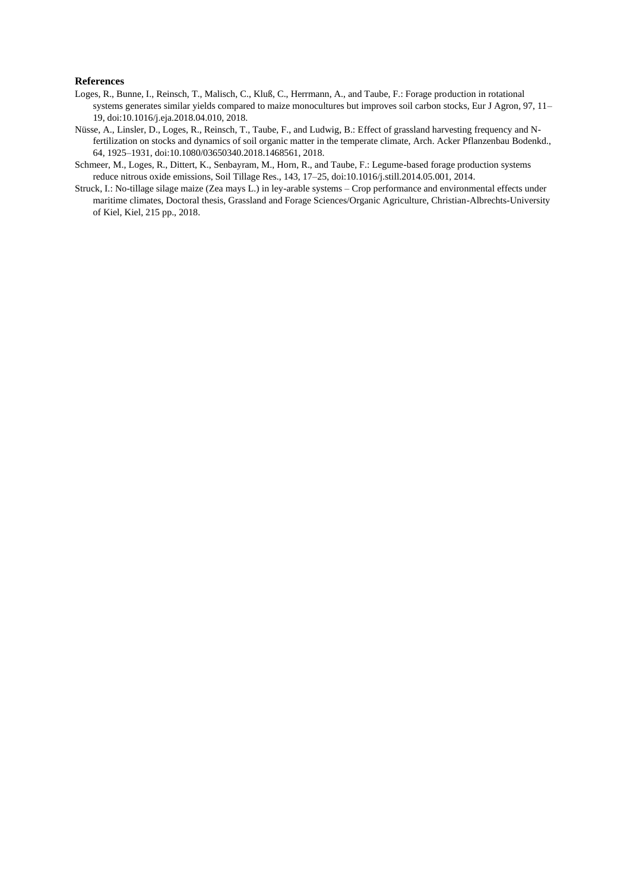**References**

Loges, R., Bunne, I., Reinsch, T., Malisch, C., Kluß, C., Herrmann, A., and Taube, F.: Forage production in rotational systems generates similar yields compared to maize monocultures but improves soil carbon stocks, Eur J Agron, 97, 11–19, doi:10.1016/j.eja.2018.04.010, 2018.

Nüsse, A., Linsler, D., Loges, R., Reinsch, T., Taube, F., and Ludwig, B.: Effect of grassland harvesting frequency and N-fertilization on stocks and dynamics of soil organic matter in the temperate climate, Arch. Acker Pflanzenbau Bodenkd., 64, 1925–1931, doi:10.1080/03650340.2018.1468561, 2018.

Schmeer, M., Loges, R., Dittert, K., Senbayram, M., Horn, R., and Taube, F.: Legume-based forage production systems reduce nitrous oxide emissions, Soil Tillage Res., 143, 17–25, doi:10.1016/j.still.2014.05.001, 2014.

Struck, I.: No-tillage silage maize (Zea mays L.) in ley-arable systems – Crop performance and environmental effects under maritime climates, Doctoral thesis, Grassland and Forage Sciences/Organic Agriculture, Christian-Albrechts-University of Kiel, Kiel, 215 pp., 2018.